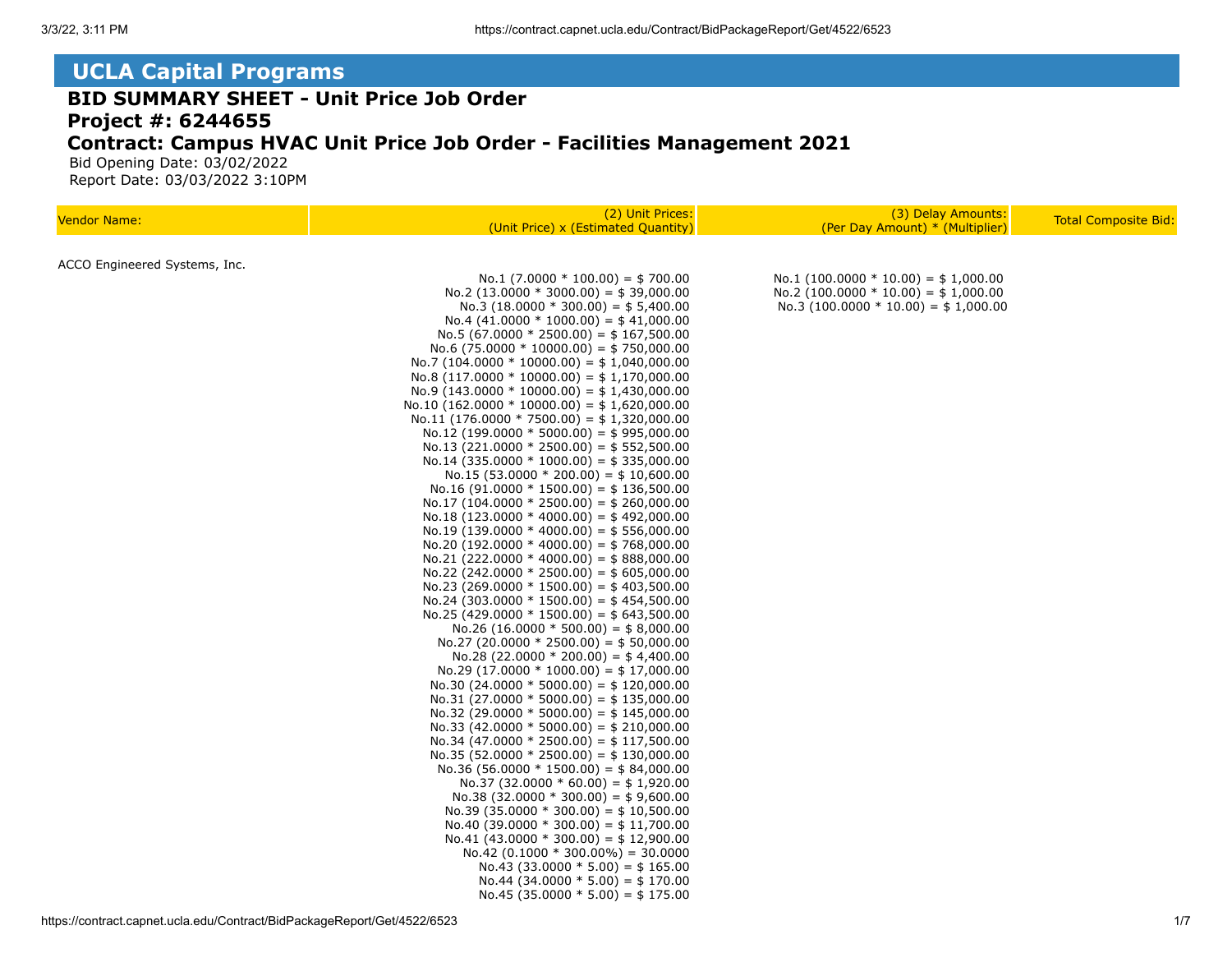# UCLA Capital Programs

## BID SUMMARY SHEET - Unit Price Job Order

## Project #: 6244655

## Contract: Campus HVAC Unit Price Job Order - Facilities Management 2021

Bid Opening Date: 03/02/2022
Report Date: 03/03/2022 3:10PM

| Vendor Name: | (2) Unit Prices: (Unit Price) x (Estimated Quantity) | (3) Delay Amounts: (Per Day Amount) * (Multiplier) | Total Composite Bid: |
|---|---|---|---|
| ACCO Engineered Systems, Inc. | | | |
| | No.1 (7.0000 * 100.00) = $ 700.00 | No.1 (100.0000 * 10.00) = $ 1,000.00 | |
| | No.2 (13.0000 * 3000.00) = $ 39,000.00 | No.2 (100.0000 * 10.00) = $ 1,000.00 | |
| | No.3 (18.0000 * 300.00) = $ 5,400.00 | No.3 (100.0000 * 10.00) = $ 1,000.00 | |
| | No.4 (41.0000 * 1000.00) = $ 41,000.00 | | |
| | No.5 (67.0000 * 2500.00) = $ 167,500.00 | | |
| | No.6 (75.0000 * 10000.00) = $ 750,000.00 | | |
| | No.7 (104.0000 * 10000.00) = $ 1,040,000.00 | | |
| | No.8 (117.0000 * 10000.00) = $ 1,170,000.00 | | |
| | No.9 (143.0000 * 10000.00) = $ 1,430,000.00 | | |
| | No.10 (162.0000 * 10000.00) = $ 1,620,000.00 | | |
| | No.11 (176.0000 * 7500.00) = $ 1,320,000.00 | | |
| | No.12 (199.0000 * 5000.00) = $ 995,000.00 | | |
| | No.13 (221.0000 * 2500.00) = $ 552,500.00 | | |
| | No.14 (335.0000 * 1000.00) = $ 335,000.00 | | |
| | No.15 (53.0000 * 200.00) = $ 10,600.00 | | |
| | No.16 (91.0000 * 1500.00) = $ 136,500.00 | | |
| | No.17 (104.0000 * 2500.00) = $ 260,000.00 | | |
| | No.18 (123.0000 * 4000.00) = $ 492,000.00 | | |
| | No.19 (139.0000 * 4000.00) = $ 556,000.00 | | |
| | No.20 (192.0000 * 4000.00) = $ 768,000.00 | | |
| | No.21 (222.0000 * 4000.00) = $ 888,000.00 | | |
| | No.22 (242.0000 * 2500.00) = $ 605,000.00 | | |
| | No.23 (269.0000 * 1500.00) = $ 403,500.00 | | |
| | No.24 (303.0000 * 1500.00) = $ 454,500.00 | | |
| | No.25 (429.0000 * 1500.00) = $ 643,500.00 | | |
| | No.26 (16.0000 * 500.00) = $ 8,000.00 | | |
| | No.27 (20.0000 * 2500.00) = $ 50,000.00 | | |
| | No.28 (22.0000 * 200.00) = $ 4,400.00 | | |
| | No.29 (17.0000 * 1000.00) = $ 17,000.00 | | |
| | No.30 (24.0000 * 5000.00) = $ 120,000.00 | | |
| | No.31 (27.0000 * 5000.00) = $ 135,000.00 | | |
| | No.32 (29.0000 * 5000.00) = $ 145,000.00 | | |
| | No.33 (42.0000 * 5000.00) = $ 210,000.00 | | |
| | No.34 (47.0000 * 2500.00) = $ 117,500.00 | | |
| | No.35 (52.0000 * 2500.00) = $ 130,000.00 | | |
| | No.36 (56.0000 * 1500.00) = $ 84,000.00 | | |
| | No.37 (32.0000 * 60.00) = $ 1,920.00 | | |
| | No.38 (32.0000 * 300.00) = $ 9,600.00 | | |
| | No.39 (35.0000 * 300.00) = $ 10,500.00 | | |
| | No.40 (39.0000 * 300.00) = $ 11,700.00 | | |
| | No.41 (43.0000 * 300.00) = $ 12,900.00 | | |
| | No.42 (0.1000 * 300.00%) = 30.0000 | | |
| | No.43 (33.0000 * 5.00) = $ 165.00 | | |
| | No.44 (34.0000 * 5.00) = $ 170.00 | | |
| | No.45 (35.0000 * 5.00) = $ 175.00 | | |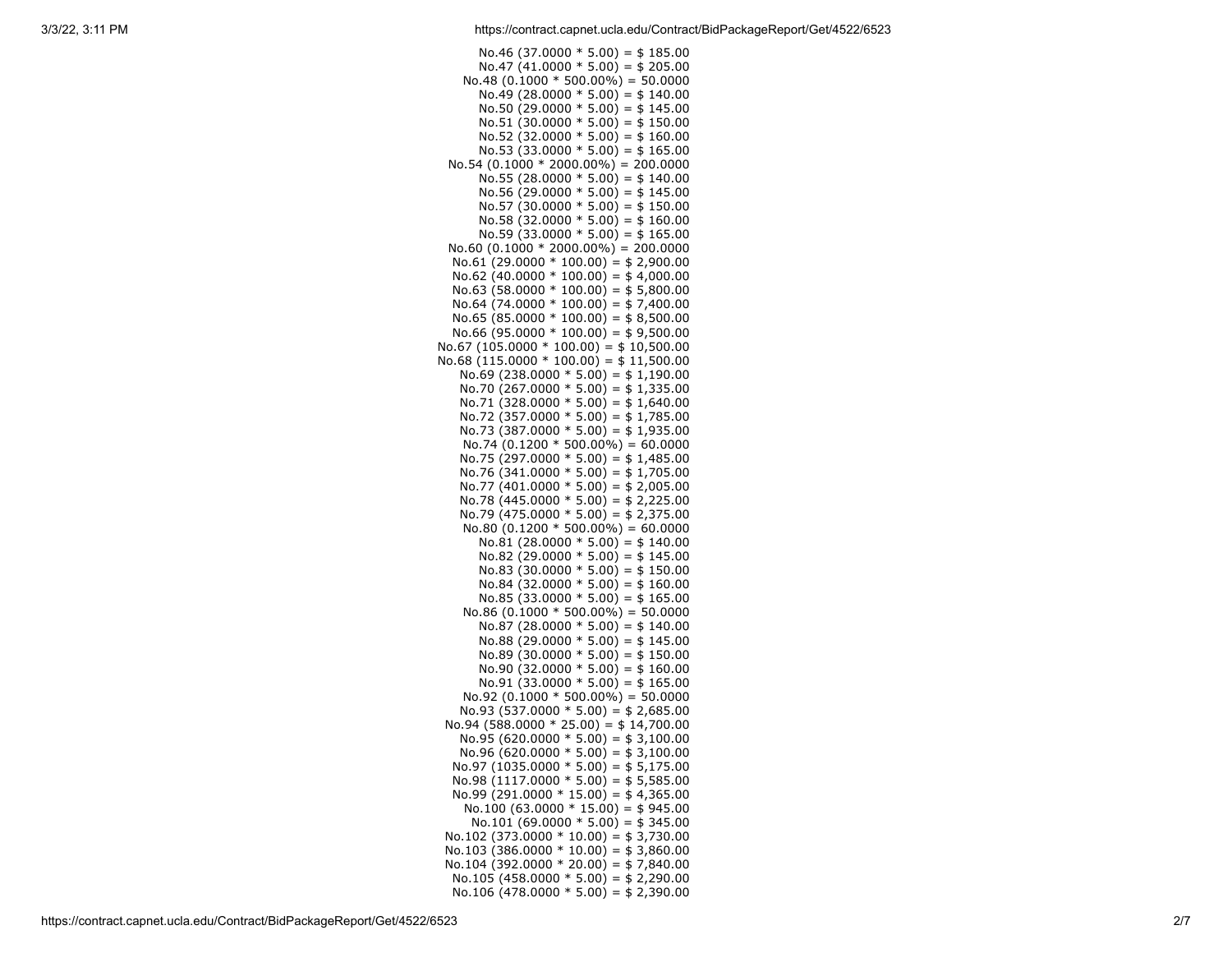No.46 (37.0000 * 5.00) = $ 185.00
No.47 (41.0000 * 5.00) = $ 205.00
No.48 (0.1000 * 500.00%) = 50.0000
No.49 (28.0000 * 5.00) = $ 140.00
No.50 (29.0000 * 5.00) = $ 145.00
No.51 (30.0000 * 5.00) = $ 150.00
No.52 (32.0000 * 5.00) = $ 160.00
No.53 (33.0000 * 5.00) = $ 165.00
No.54 (0.1000 * 2000.00%) = 200.0000
No.55 (28.0000 * 5.00) = $ 140.00
No.56 (29.0000 * 5.00) = $ 145.00
No.57 (30.0000 * 5.00) = $ 150.00
No.58 (32.0000 * 5.00) = $ 160.00
No.59 (33.0000 * 5.00) = $ 165.00
No.60 (0.1000 * 2000.00%) = 200.0000
No.61 (29.0000 * 100.00) = $ 2,900.00
No.62 (40.0000 * 100.00) = $ 4,000.00
No.63 (58.0000 * 100.00) = $ 5,800.00
No.64 (74.0000 * 100.00) = $ 7,400.00
No.65 (85.0000 * 100.00) = $ 8,500.00
No.66 (95.0000 * 100.00) = $ 9,500.00
No.67 (105.0000 * 100.00) = $ 10,500.00
No.68 (115.0000 * 100.00) = $ 11,500.00
No.69 (238.0000 * 5.00) = $ 1,190.00
No.70 (267.0000 * 5.00) = $ 1,335.00
No.71 (328.0000 * 5.00) = $ 1,640.00
No.72 (357.0000 * 5.00) = $ 1,785.00
No.73 (387.0000 * 5.00) = $ 1,935.00
No.74 (0.1200 * 500.00%) = 60.0000
No.75 (297.0000 * 5.00) = $ 1,485.00
No.76 (341.0000 * 5.00) = $ 1,705.00
No.77 (401.0000 * 5.00) = $ 2,005.00
No.78 (445.0000 * 5.00) = $ 2,225.00
No.79 (475.0000 * 5.00) = $ 2,375.00
No.80 (0.1200 * 500.00%) = 60.0000
No.81 (28.0000 * 5.00) = $ 140.00
No.82 (29.0000 * 5.00) = $ 145.00
No.83 (30.0000 * 5.00) = $ 150.00
No.84 (32.0000 * 5.00) = $ 160.00
No.85 (33.0000 * 5.00) = $ 165.00
No.86 (0.1000 * 500.00%) = 50.0000
No.87 (28.0000 * 5.00) = $ 140.00
No.88 (29.0000 * 5.00) = $ 145.00
No.89 (30.0000 * 5.00) = $ 150.00
No.90 (32.0000 * 5.00) = $ 160.00
No.91 (33.0000 * 5.00) = $ 165.00
No.92 (0.1000 * 500.00%) = 50.0000
No.93 (537.0000 * 5.00) = $ 2,685.00
No.94 (588.0000 * 25.00) = $ 14,700.00
No.95 (620.0000 * 5.00) = $ 3,100.00
No.96 (620.0000 * 5.00) = $ 3,100.00
No.97 (1035.0000 * 5.00) = $ 5,175.00
No.98 (1117.0000 * 5.00) = $ 5,585.00
No.99 (291.0000 * 15.00) = $ 4,365.00
No.100 (63.0000 * 15.00) = $ 945.00
No.101 (69.0000 * 5.00) = $ 345.00
No.102 (373.0000 * 10.00) = $ 3,730.00
No.103 (386.0000 * 10.00) = $ 3,860.00
No.104 (392.0000 * 20.00) = $ 7,840.00
No.105 (458.0000 * 5.00) = $ 2,290.00
No.106 (478.0000 * 5.00) = $ 2,390.00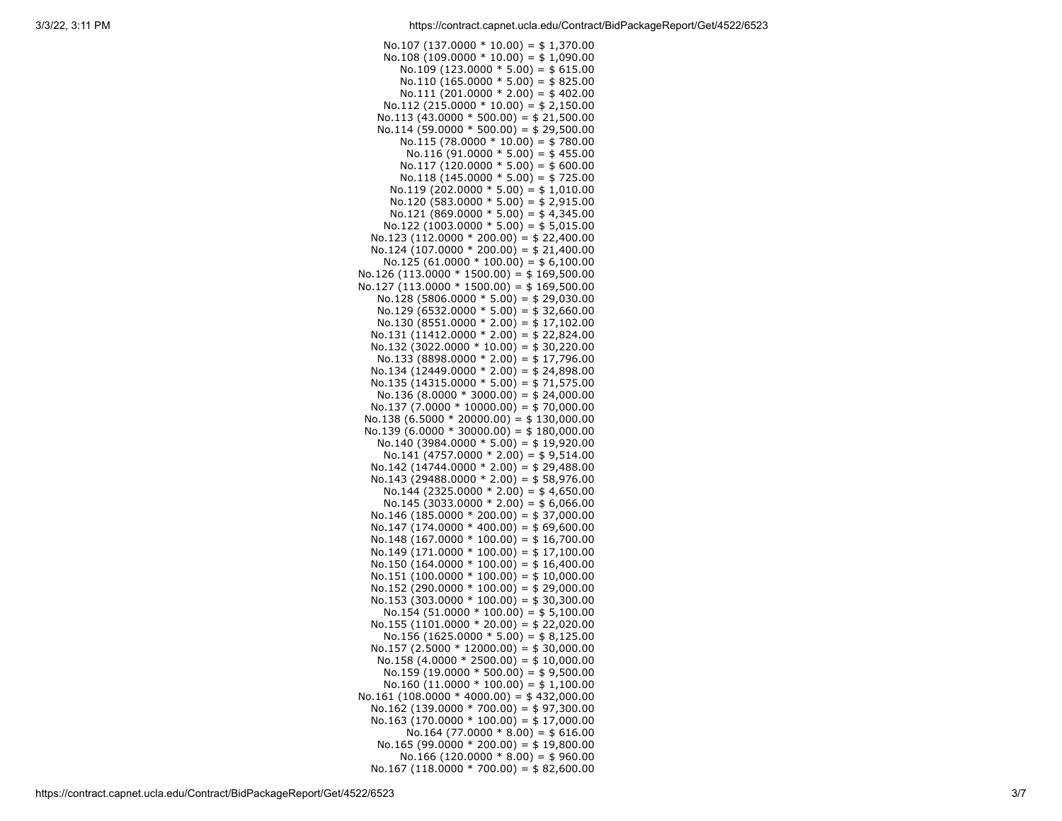No.107 (137.0000 * 10.00) = $ 1,370.00
No.108 (109.0000 * 10.00) = $ 1,090.00
No.109 (123.0000 * 5.00) = $ 615.00
No.110 (165.0000 * 5.00) = $ 825.00
No.111 (201.0000 * 2.00) = $ 402.00
No.112 (215.0000 * 10.00) = $ 2,150.00
No.113 (43.0000 * 500.00) = $ 21,500.00
No.114 (59.0000 * 500.00) = $ 29,500.00
No.115 (78.0000 * 10.00) = $ 780.00
No.116 (91.0000 * 5.00) = $ 455.00
No.117 (120.0000 * 5.00) = $ 600.00
No.118 (145.0000 * 5.00) = $ 725.00
No.119 (202.0000 * 5.00) = $ 1,010.00
No.120 (583.0000 * 5.00) = $ 2,915.00
No.121 (869.0000 * 5.00) = $ 4,345.00
No.122 (1003.0000 * 5.00) = $ 5,015.00
No.123 (112.0000 * 200.00) = $ 22,400.00
No.124 (107.0000 * 200.00) = $ 21,400.00
No.125 (61.0000 * 100.00) = $ 6,100.00
No.126 (113.0000 * 1500.00) = $ 169,500.00
No.127 (113.0000 * 1500.00) = $ 169,500.00
No.128 (5806.0000 * 5.00) = $ 29,030.00
No.129 (6532.0000 * 5.00) = $ 32,660.00
No.130 (8551.0000 * 2.00) = $ 17,102.00
No.131 (11412.0000 * 2.00) = $ 22,824.00
No.132 (3022.0000 * 10.00) = $ 30,220.00
No.133 (8898.0000 * 2.00) = $ 17,796.00
No.134 (12449.0000 * 2.00) = $ 24,898.00
No.135 (14315.0000 * 5.00) = $ 71,575.00
No.136 (8.0000 * 3000.00) = $ 24,000.00
No.137 (7.0000 * 10000.00) = $ 70,000.00
No.138 (6.5000 * 20000.00) = $ 130,000.00
No.139 (6.0000 * 30000.00) = $ 180,000.00
No.140 (3984.0000 * 5.00) = $ 19,920.00
No.141 (4757.0000 * 2.00) = $ 9,514.00
No.142 (14744.0000 * 2.00) = $ 29,488.00
No.143 (29488.0000 * 2.00) = $ 58,976.00
No.144 (2325.0000 * 2.00) = $ 4,650.00
No.145 (3033.0000 * 2.00) = $ 6,066.00
No.146 (185.0000 * 200.00) = $ 37,000.00
No.147 (174.0000 * 400.00) = $ 69,600.00
No.148 (167.0000 * 100.00) = $ 16,700.00
No.149 (171.0000 * 100.00) = $ 17,100.00
No.150 (164.0000 * 100.00) = $ 16,400.00
No.151 (100.0000 * 100.00) = $ 10,000.00
No.152 (290.0000 * 100.00) = $ 29,000.00
No.153 (303.0000 * 100.00) = $ 30,300.00
No.154 (51.0000 * 100.00) = $ 5,100.00
No.155 (1101.0000 * 20.00) = $ 22,020.00
No.156 (1625.0000 * 5.00) = $ 8,125.00
No.157 (2.5000 * 12000.00) = $ 30,000.00
No.158 (4.0000 * 2500.00) = $ 10,000.00
No.159 (19.0000 * 500.00) = $ 9,500.00
No.160 (11.0000 * 100.00) = $ 1,100.00
No.161 (108.0000 * 4000.00) = $ 432,000.00
No.162 (139.0000 * 700.00) = $ 97,300.00
No.163 (170.0000 * 100.00) = $ 17,000.00
No.164 (77.0000 * 8.00) = $ 616.00
No.165 (99.0000 * 200.00) = $ 19,800.00
No.166 (120.0000 * 8.00) = $ 960.00
No.167 (118.0000 * 700.00) = $ 82,600.00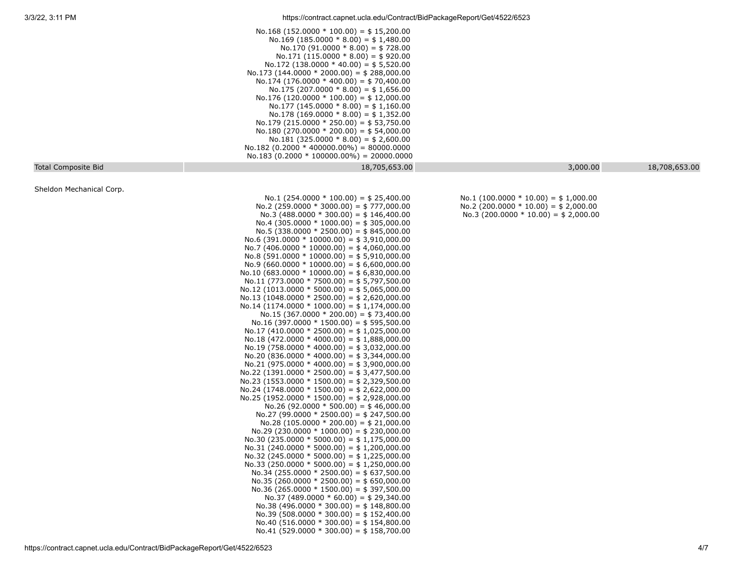| | | | |
|---|---|---|---|
| | No.168 (152.0000 * 100.00) = $ 15,200.00<br>No.169 (185.0000 * 8.00) = $ 1,480.00<br>No.170 (91.0000 * 8.00) = $ 728.00<br>No.171 (115.0000 * 8.00) = $ 920.00<br>No.172 (138.0000 * 40.00) = $ 5,520.00<br>No.173 (144.0000 * 2000.00) = $ 288,000.00<br>No.174 (176.0000 * 400.00) = $ 70,400.00<br>No.175 (207.0000 * 8.00) = $ 1,656.00<br>No.176 (120.0000 * 100.00) = $ 12,000.00<br>No.177 (145.0000 * 8.00) = $ 1,160.00<br>No.178 (169.0000 * 8.00) = $ 1,352.00<br>No.179 (215.0000 * 250.00) = $ 53,750.00<br>No.180 (270.0000 * 200.00) = $ 54,000.00<br>No.181 (325.0000 * 8.00) = $ 2,600.00<br>No.182 (0.2000 * 400000.00%) = 80000.0000<br>No.183 (0.2000 * 100000.00%) = 20000.0000 | | |
| Total Composite Bid | 18,705,653.00 | 3,000.00 | 18,708,653.00 |
| Sheldon Mechanical Corp. | | | |
| | No.1 (254.0000 * 100.00) = $ 25,400.00<br>No.2 (259.0000 * 3000.00) = $ 777,000.00<br>No.3 (488.0000 * 300.00) = $ 146,400.00<br>No.4 (305.0000 * 1000.00) = $ 305,000.00<br>No.5 (338.0000 * 2500.00) = $ 845,000.00<br>No.6 (391.0000 * 10000.00) = $ 3,910,000.00<br>No.7 (406.0000 * 10000.00) = $ 4,060,000.00<br>No.8 (591.0000 * 10000.00) = $ 5,910,000.00<br>No.9 (660.0000 * 10000.00) = $ 6,600,000.00<br>No.10 (683.0000 * 10000.00) = $ 6,830,000.00<br>No.11 (773.0000 * 7500.00) = $ 5,797,500.00<br>No.12 (1013.0000 * 5000.00) = $ 5,065,000.00<br>No.13 (1048.0000 * 2500.00) = $ 2,620,000.00<br>No.14 (1174.0000 * 1000.00) = $ 1,174,000.00<br>No.15 (367.0000 * 200.00) = $ 73,400.00<br>No.16 (397.0000 * 1500.00) = $ 595,500.00<br>No.17 (410.0000 * 2500.00) = $ 1,025,000.00<br>No.18 (472.0000 * 4000.00) = $ 1,888,000.00<br>No.19 (758.0000 * 4000.00) = $ 3,032,000.00<br>No.20 (836.0000 * 4000.00) = $ 3,344,000.00<br>No.21 (975.0000 * 4000.00) = $ 3,900,000.00<br>No.22 (1391.0000 * 2500.00) = $ 3,477,500.00<br>No.23 (1553.0000 * 1500.00) = $ 2,329,500.00<br>No.24 (1748.0000 * 1500.00) = $ 2,622,000.00<br>No.25 (1952.0000 * 1500.00) = $ 2,928,000.00<br>No.26 (92.0000 * 500.00) = $ 46,000.00<br>No.27 (99.0000 * 2500.00) = $ 247,500.00<br>No.28 (105.0000 * 200.00) = $ 21,000.00<br>No.29 (230.0000 * 1000.00) = $ 230,000.00<br>No.30 (235.0000 * 5000.00) = $ 1,175,000.00<br>No.31 (240.0000 * 5000.00) = $ 1,200,000.00<br>No.32 (245.0000 * 5000.00) = $ 1,225,000.00<br>No.33 (250.0000 * 5000.00) = $ 1,250,000.00<br>No.34 (255.0000 * 2500.00) = $ 637,500.00<br>No.35 (260.0000 * 2500.00) = $ 650,000.00<br>No.36 (265.0000 * 1500.00) = $ 397,500.00<br>No.37 (489.0000 * 60.00) = $ 29,340.00<br>No.38 (496.0000 * 300.00) = $ 148,800.00<br>No.39 (508.0000 * 300.00) = $ 152,400.00<br>No.40 (516.0000 * 300.00) = $ 154,800.00<br>No.41 (529.0000 * 300.00) = $ 158,700.00 | No.1 (100.0000 * 10.00) = $ 1,000.00<br>No.2 (200.0000 * 10.00) = $ 2,000.00<br>No.3 (200.0000 * 10.00) = $ 2,000.00 | |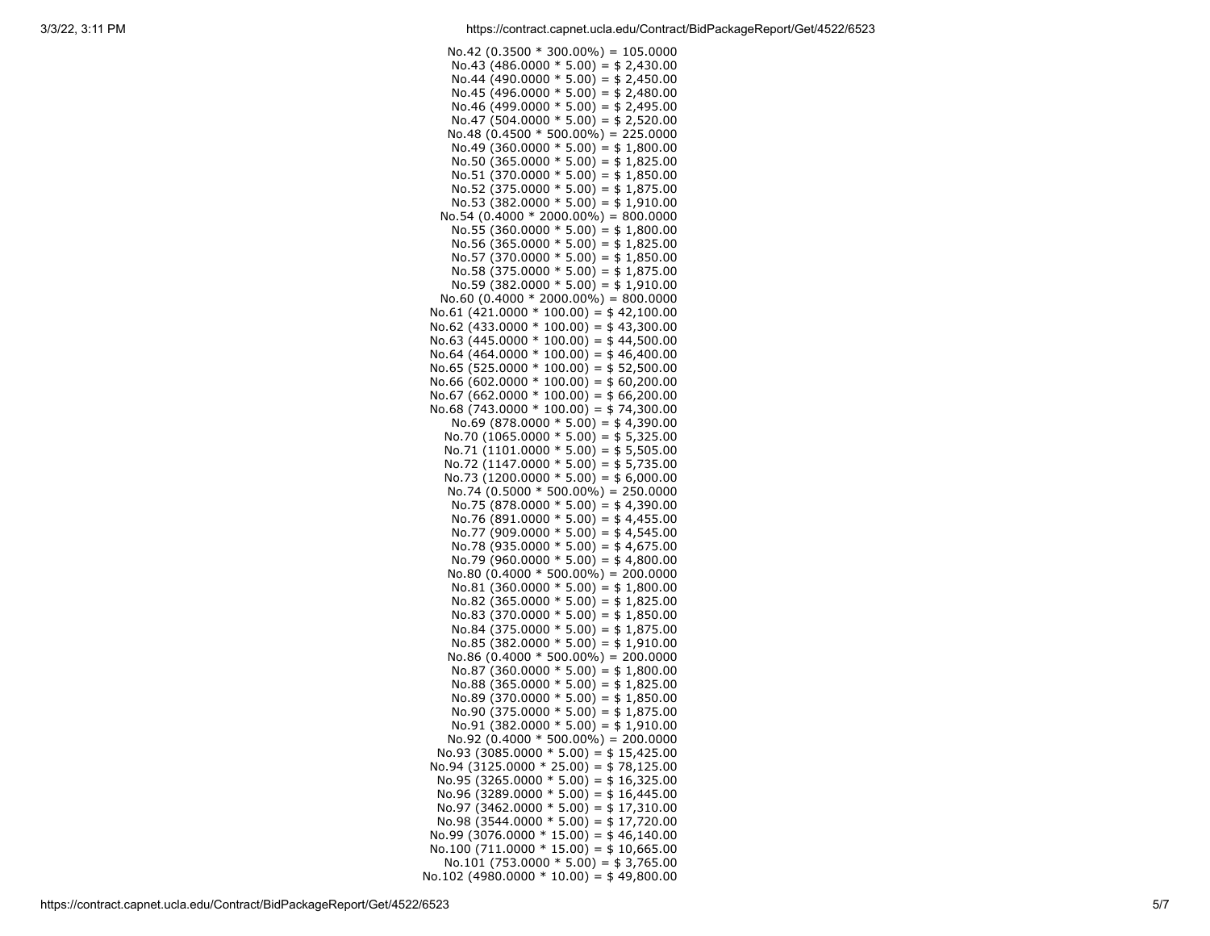No.42 (0.3500 * 300.00%) = 105.0000
No.43 (486.0000 * 5.00) = $ 2,430.00
No.44 (490.0000 * 5.00) = $ 2,450.00
No.45 (496.0000 * 5.00) = $ 2,480.00
No.46 (499.0000 * 5.00) = $ 2,495.00
No.47 (504.0000 * 5.00) = $ 2,520.00
No.48 (0.4500 * 500.00%) = 225.0000
No.49 (360.0000 * 5.00) = $ 1,800.00
No.50 (365.0000 * 5.00) = $ 1,825.00
No.51 (370.0000 * 5.00) = $ 1,850.00
No.52 (375.0000 * 5.00) = $ 1,875.00
No.53 (382.0000 * 5.00) = $ 1,910.00
No.54 (0.4000 * 2000.00%) = 800.0000
No.55 (360.0000 * 5.00) = $ 1,800.00
No.56 (365.0000 * 5.00) = $ 1,825.00
No.57 (370.0000 * 5.00) = $ 1,850.00
No.58 (375.0000 * 5.00) = $ 1,875.00
No.59 (382.0000 * 5.00) = $ 1,910.00
No.60 (0.4000 * 2000.00%) = 800.0000
No.61 (421.0000 * 100.00) = $ 42,100.00
No.62 (433.0000 * 100.00) = $ 43,300.00
No.63 (445.0000 * 100.00) = $ 44,500.00
No.64 (464.0000 * 100.00) = $ 46,400.00
No.65 (525.0000 * 100.00) = $ 52,500.00
No.66 (602.0000 * 100.00) = $ 60,200.00
No.67 (662.0000 * 100.00) = $ 66,200.00
No.68 (743.0000 * 100.00) = $ 74,300.00
No.69 (878.0000 * 5.00) = $ 4,390.00
No.70 (1065.0000 * 5.00) = $ 5,325.00
No.71 (1101.0000 * 5.00) = $ 5,505.00
No.72 (1147.0000 * 5.00) = $ 5,735.00
No.73 (1200.0000 * 5.00) = $ 6,000.00
No.74 (0.5000 * 500.00%) = 250.0000
No.75 (878.0000 * 5.00) = $ 4,390.00
No.76 (891.0000 * 5.00) = $ 4,455.00
No.77 (909.0000 * 5.00) = $ 4,545.00
No.78 (935.0000 * 5.00) = $ 4,675.00
No.79 (960.0000 * 5.00) = $ 4,800.00
No.80 (0.4000 * 500.00%) = 200.0000
No.81 (360.0000 * 5.00) = $ 1,800.00
No.82 (365.0000 * 5.00) = $ 1,825.00
No.83 (370.0000 * 5.00) = $ 1,850.00
No.84 (375.0000 * 5.00) = $ 1,875.00
No.85 (382.0000 * 5.00) = $ 1,910.00
No.86 (0.4000 * 500.00%) = 200.0000
No.87 (360.0000 * 5.00) = $ 1,800.00
No.88 (365.0000 * 5.00) = $ 1,825.00
No.89 (370.0000 * 5.00) = $ 1,850.00
No.90 (375.0000 * 5.00) = $ 1,875.00
No.91 (382.0000 * 5.00) = $ 1,910.00
No.92 (0.4000 * 500.00%) = 200.0000
No.93 (3085.0000 * 5.00) = $ 15,425.00
No.94 (3125.0000 * 25.00) = $ 78,125.00
No.95 (3265.0000 * 5.00) = $ 16,325.00
No.96 (3289.0000 * 5.00) = $ 16,445.00
No.97 (3462.0000 * 5.00) = $ 17,310.00
No.98 (3544.0000 * 5.00) = $ 17,720.00
No.99 (3076.0000 * 15.00) = $ 46,140.00
No.100 (711.0000 * 15.00) = $ 10,665.00
No.101 (753.0000 * 5.00) = $ 3,765.00
No.102 (4980.0000 * 10.00) = $ 49,800.00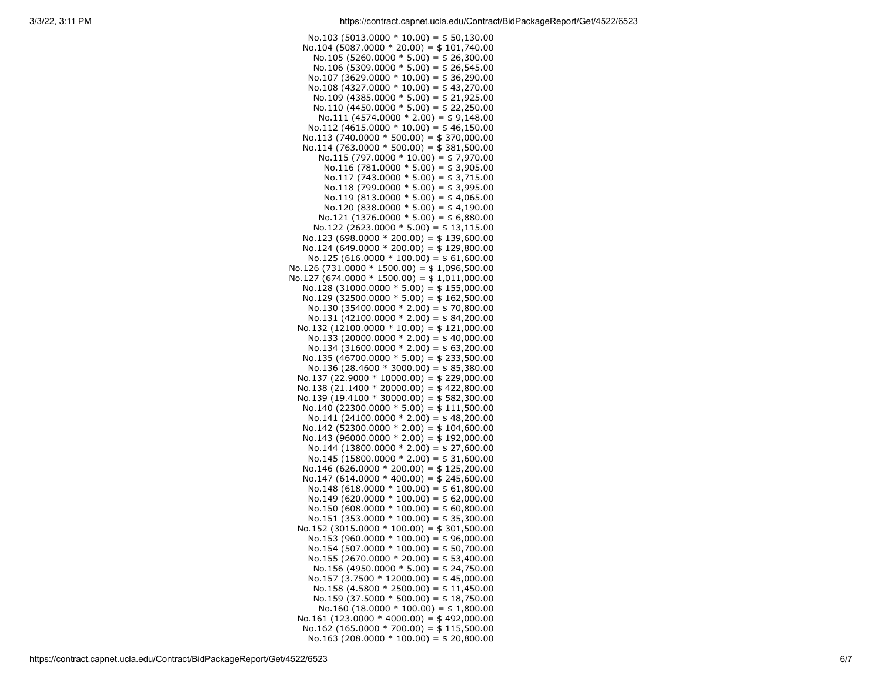No.103 (5013.0000 * 10.00) = $ 50,130.00
No.104 (5087.0000 * 20.00) = $ 101,740.00
No.105 (5260.0000 * 5.00) = $ 26,300.00
No.106 (5309.0000 * 5.00) = $ 26,545.00
No.107 (3629.0000 * 10.00) = $ 36,290.00
No.108 (4327.0000 * 10.00) = $ 43,270.00
No.109 (4385.0000 * 5.00) = $ 21,925.00
No.110 (4450.0000 * 5.00) = $ 22,250.00
No.111 (4574.0000 * 2.00) = $ 9,148.00
No.112 (4615.0000 * 10.00) = $ 46,150.00
No.113 (740.0000 * 500.00) = $ 370,000.00
No.114 (763.0000 * 500.00) = $ 381,500.00
No.115 (797.0000 * 10.00) = $ 7,970.00
No.116 (781.0000 * 5.00) = $ 3,905.00
No.117 (743.0000 * 5.00) = $ 3,715.00
No.118 (799.0000 * 5.00) = $ 3,995.00
No.119 (813.0000 * 5.00) = $ 4,065.00
No.120 (838.0000 * 5.00) = $ 4,190.00
No.121 (1376.0000 * 5.00) = $ 6,880.00
No.122 (2623.0000 * 5.00) = $ 13,115.00
No.123 (698.0000 * 200.00) = $ 139,600.00
No.124 (649.0000 * 200.00) = $ 129,800.00
No.125 (616.0000 * 100.00) = $ 61,600.00
No.126 (731.0000 * 1500.00) = $ 1,096,500.00
No.127 (674.0000 * 1500.00) = $ 1,011,000.00
No.128 (31000.0000 * 5.00) = $ 155,000.00
No.129 (32500.0000 * 5.00) = $ 162,500.00
No.130 (35400.0000 * 2.00) = $ 70,800.00
No.131 (42100.0000 * 2.00) = $ 84,200.00
No.132 (12100.0000 * 10.00) = $ 121,000.00
No.133 (20000.0000 * 2.00) = $ 40,000.00
No.134 (31600.0000 * 2.00) = $ 63,200.00
No.135 (46700.0000 * 5.00) = $ 233,500.00
No.136 (28.4600 * 3000.00) = $ 85,380.00
No.137 (22.9000 * 10000.00) = $ 229,000.00
No.138 (21.1400 * 20000.00) = $ 422,800.00
No.139 (19.4100 * 30000.00) = $ 582,300.00
No.140 (22300.0000 * 5.00) = $ 111,500.00
No.141 (24100.0000 * 2.00) = $ 48,200.00
No.142 (52300.0000 * 2.00) = $ 104,600.00
No.143 (96000.0000 * 2.00) = $ 192,000.00
No.144 (13800.0000 * 2.00) = $ 27,600.00
No.145 (15800.0000 * 2.00) = $ 31,600.00
No.146 (626.0000 * 200.00) = $ 125,200.00
No.147 (614.0000 * 400.00) = $ 245,600.00
No.148 (618.0000 * 100.00) = $ 61,800.00
No.149 (620.0000 * 100.00) = $ 62,000.00
No.150 (608.0000 * 100.00) = $ 60,800.00
No.151 (353.0000 * 100.00) = $ 35,300.00
No.152 (3015.0000 * 100.00) = $ 301,500.00
No.153 (960.0000 * 100.00) = $ 96,000.00
No.154 (507.0000 * 100.00) = $ 50,700.00
No.155 (2670.0000 * 20.00) = $ 53,400.00
No.156 (4950.0000 * 5.00) = $ 24,750.00
No.157 (3.7500 * 12000.00) = $ 45,000.00
No.158 (4.5800 * 2500.00) = $ 11,450.00
No.159 (37.5000 * 500.00) = $ 18,750.00
No.160 (18.0000 * 100.00) = $ 1,800.00
No.161 (123.0000 * 4000.00) = $ 492,000.00
No.162 (165.0000 * 700.00) = $ 115,500.00
No.163 (208.0000 * 100.00) = $ 20,800.00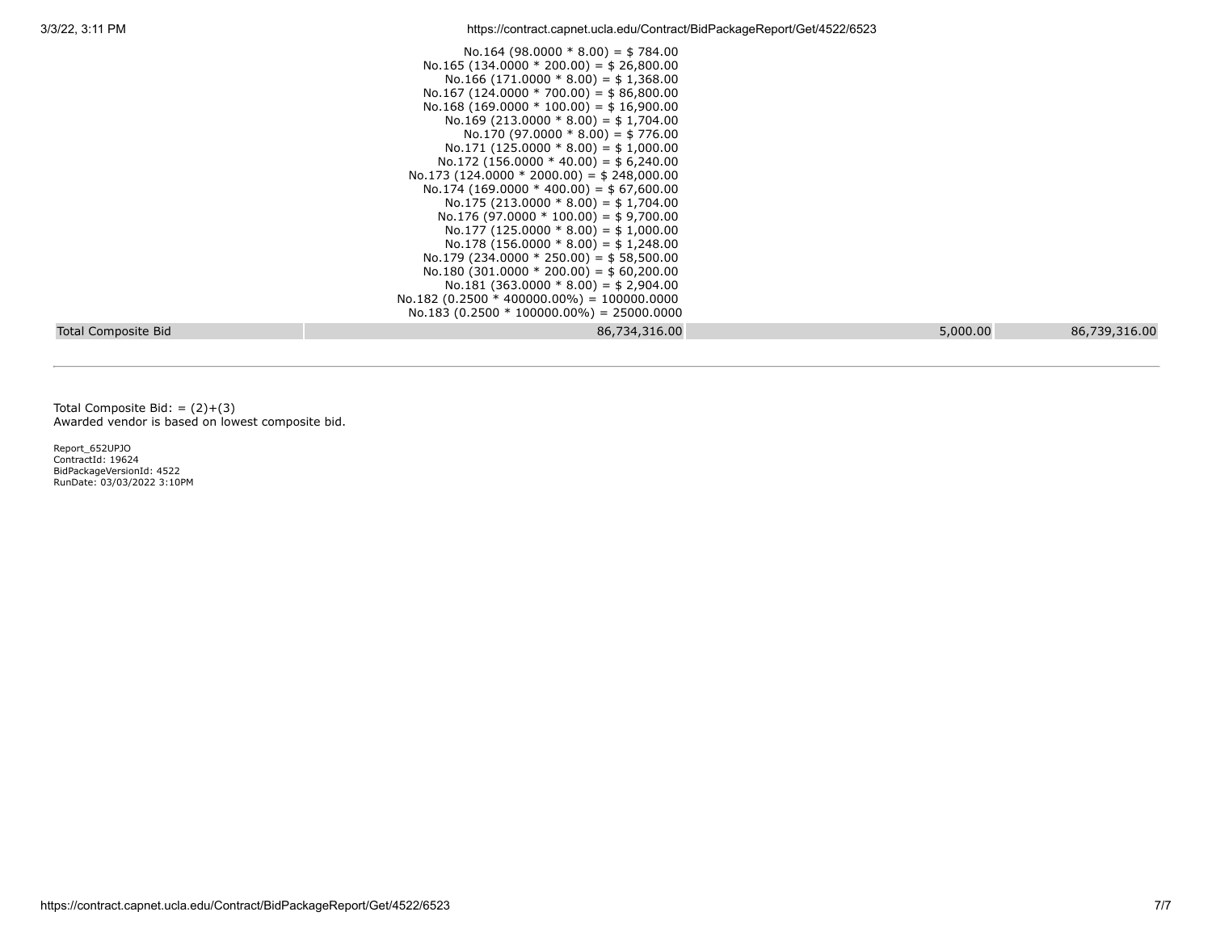No.164 (98.0000 * 8.00) = $ 784.00
No.165 (134.0000 * 200.00) = $ 26,800.00
No.166 (171.0000 * 8.00) = $ 1,368.00
No.167 (124.0000 * 700.00) = $ 86,800.00
No.168 (169.0000 * 100.00) = $ 16,900.00
No.169 (213.0000 * 8.00) = $ 1,704.00
No.170 (97.0000 * 8.00) = $ 776.00
No.171 (125.0000 * 8.00) = $ 1,000.00
No.172 (156.0000 * 40.00) = $ 6,240.00
No.173 (124.0000 * 2000.00) = $ 248,000.00
No.174 (169.0000 * 400.00) = $ 67,600.00
No.175 (213.0000 * 8.00) = $ 1,704.00
No.176 (97.0000 * 100.00) = $ 9,700.00
No.177 (125.0000 * 8.00) = $ 1,000.00
No.178 (156.0000 * 8.00) = $ 1,248.00
No.179 (234.0000 * 250.00) = $ 58,500.00
No.180 (301.0000 * 200.00) = $ 60,200.00
No.181 (363.0000 * 8.00) = $ 2,904.00
No.182 (0.2500 * 400000.00%) = 100000.0000
No.183 (0.2500 * 100000.00%) = 25000.0000

| | | | |
|---|---|---|---|
| Total Composite Bid | 86,734,316.00 | 5,000.00 | 86,739,316.00 |

---

Total Composite Bid: = (2)+(3)
Awarded vendor is based on lowest composite bid.

Report_652UPJO
ContractId: 19624
BidPackageVersionId: 4522
RunDate: 03/03/2022 3:10PM